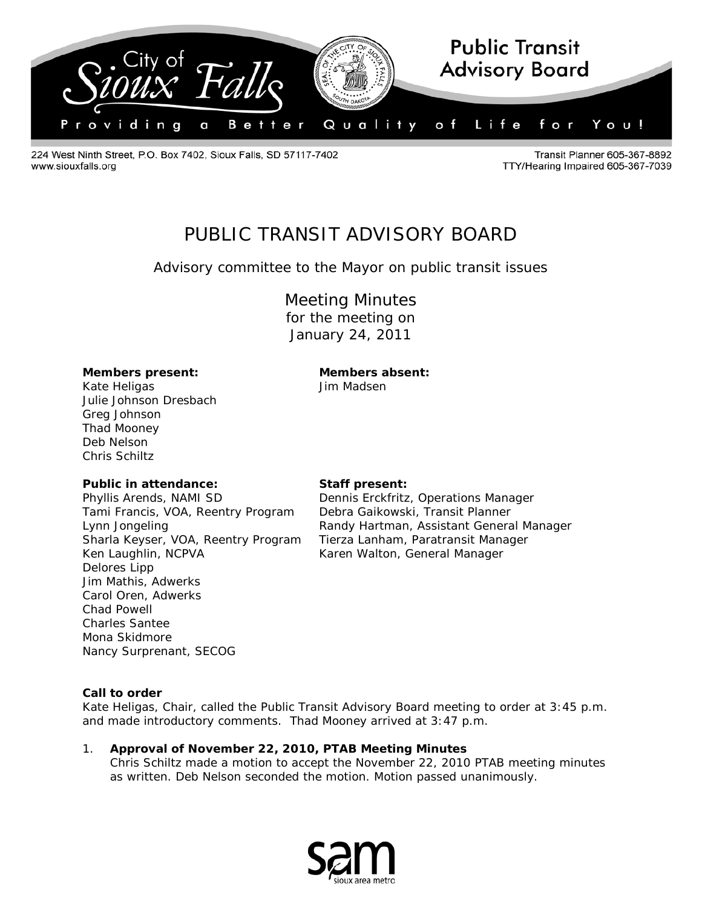City of Sioux Falls — Public Transit Advisory Board

Providing a Better Quality of Life for You!

224 West Ninth Street, P.O. Box 7402, Sioux Falls, SD 57117-7402
www.siouxfalls.org

Transit Planner 605-367-8892
TTY/Hearing Impaired 605-367-7039

# PUBLIC TRANSIT ADVISORY BOARD

Advisory committee to the Mayor on public transit issues

## Meeting Minutes
for the meeting on
January 24, 2011

**Members present:**
Kate Heligas
Julie Johnson Dresbach
Greg Johnson
Thad Mooney
Deb Nelson
Chris Schiltz

**Members absent:**
Jim Madsen

**Public in attendance:**
Phyllis Arends, NAMI SD
Tami Francis, VOA, Reentry Program
Lynn Jongeling
Sharla Keyser, VOA, Reentry Program
Ken Laughlin, NCPVA
Delores Lipp
Jim Mathis, Adwerks
Carol Oren, Adwerks
Chad Powell
Charles Santee
Mona Skidmore
Nancy Surprenant, SECOG

**Staff present:**
Dennis Erckfritz, Operations Manager
Debra Gaikowski, Transit Planner
Randy Hartman, Assistant General Manager
Tierza Lanham, Paratransit Manager
Karen Walton, General Manager

**Call to order**
Kate Heligas, Chair, called the Public Transit Advisory Board meeting to order at 3:45 p.m. and made introductory comments. Thad Mooney arrived at 3:47 p.m.

1. **Approval of November 22, 2010, PTAB Meeting Minutes**
   Chris Schiltz made a motion to accept the November 22, 2010 PTAB meeting minutes as written. Deb Nelson seconded the motion. Motion passed unanimously.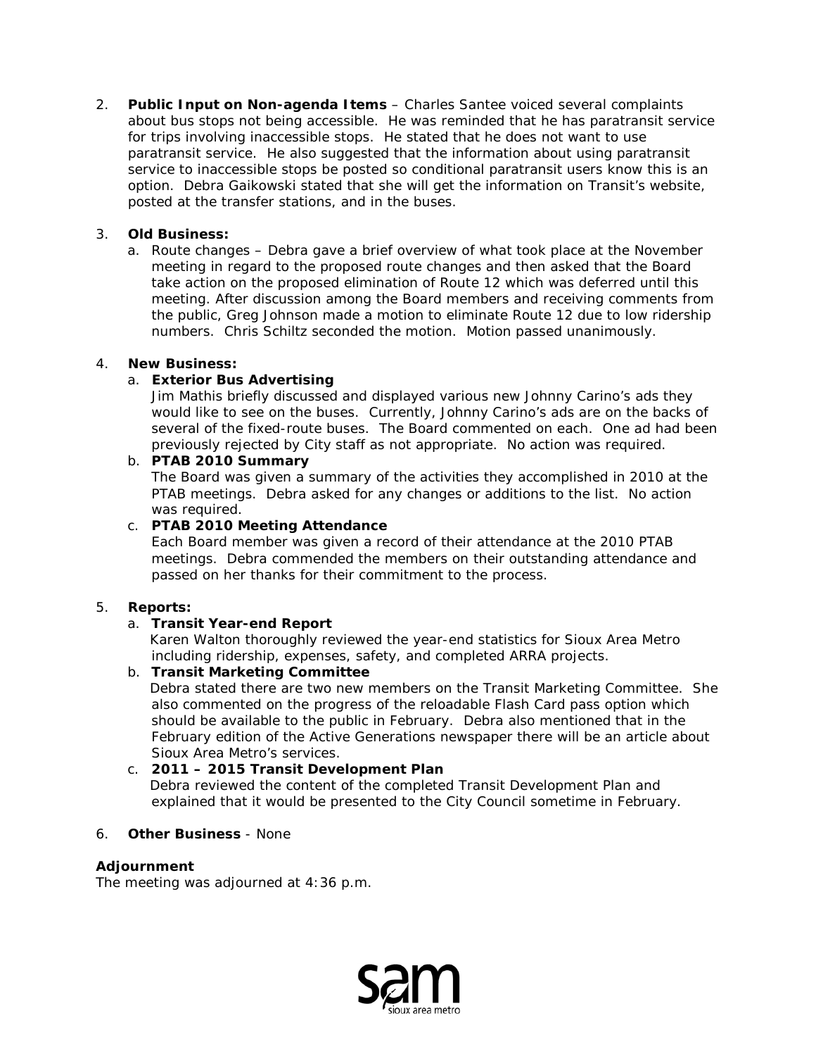2. **Public Input on Non-agenda Items** – Charles Santee voiced several complaints about bus stops not being accessible. He was reminded that he has paratransit service for trips involving inaccessible stops. He stated that he does not want to use paratransit service. He also suggested that the information about using paratransit service to inaccessible stops be posted so conditional paratransit users know this is an option. Debra Gaikowski stated that she will get the information on Transit's website, posted at the transfer stations, and in the buses.

3. **Old Business:**
   a. Route changes – Debra gave a brief overview of what took place at the November meeting in regard to the proposed route changes and then asked that the Board take action on the proposed elimination of Route 12 which was deferred until this meeting. After discussion among the Board members and receiving comments from the public, Greg Johnson made a motion to eliminate Route 12 due to low ridership numbers. Chris Schiltz seconded the motion. Motion passed unanimously.

4. **New Business:**
   a. **Exterior Bus Advertising**
      Jim Mathis briefly discussed and displayed various new Johnny Carino's ads they would like to see on the buses. Currently, Johnny Carino's ads are on the backs of several of the fixed-route buses. The Board commented on each. One ad had been previously rejected by City staff as not appropriate. No action was required.
   b. **PTAB 2010 Summary**
      The Board was given a summary of the activities they accomplished in 2010 at the PTAB meetings. Debra asked for any changes or additions to the list. No action was required.
   c. **PTAB 2010 Meeting Attendance**
      Each Board member was given a record of their attendance at the 2010 PTAB meetings. Debra commended the members on their outstanding attendance and passed on her thanks for their commitment to the process.

5. **Reports:**
   a. **Transit Year-end Report**
      Karen Walton thoroughly reviewed the year-end statistics for Sioux Area Metro including ridership, expenses, safety, and completed ARRA projects.
   b. **Transit Marketing Committee**
      Debra stated there are two new members on the Transit Marketing Committee. She also commented on the progress of the reloadable Flash Card pass option which should be available to the public in February. Debra also mentioned that in the February edition of the Active Generations newspaper there will be an article about Sioux Area Metro's services.
   c. **2011 – 2015 Transit Development Plan**
      Debra reviewed the content of the completed Transit Development Plan and explained that it would be presented to the City Council sometime in February.

6. **Other Business** - None

**Adjournment**

The meeting was adjourned at 4:36 p.m.